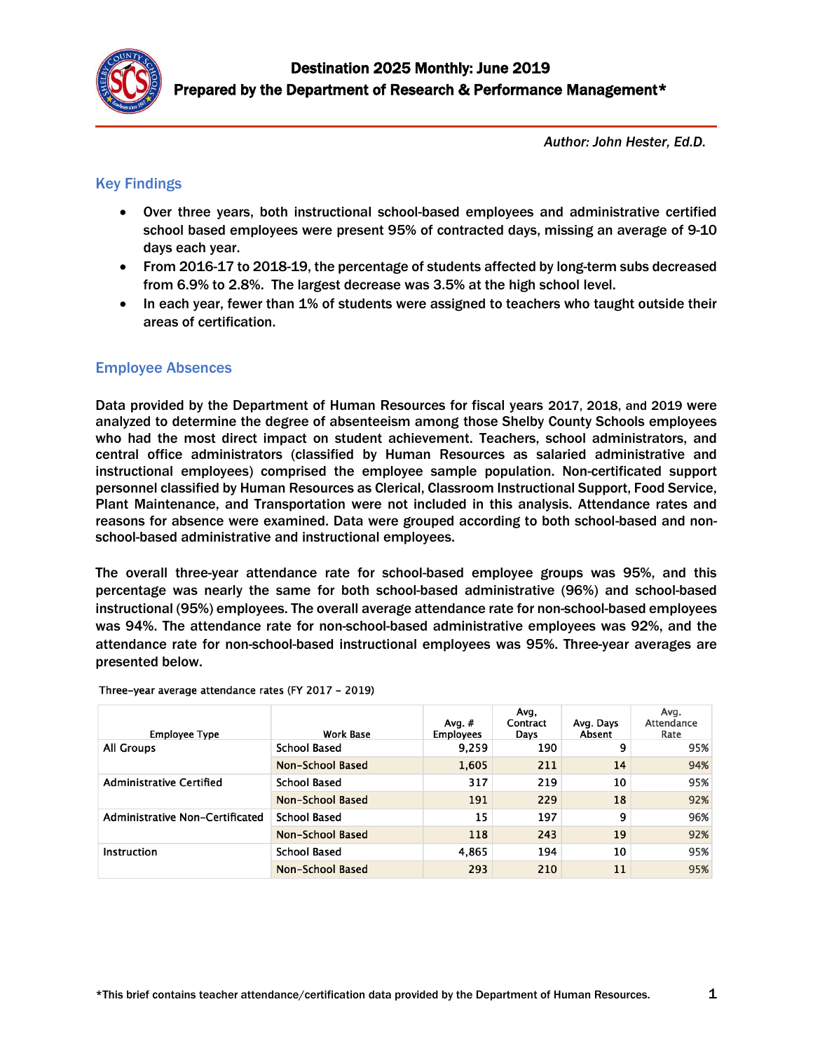# Destination 2025 Monthly: June 2019

**Prepared by the Department of Research & Performance Management***

*Author: John Hester, Ed.D.*

## Key Findings

- Over three years, both instructional school-based employees and administrative certified school based employees were present 95% of contracted days, missing an average of 9-10 days each year.
- From 2016-17 to 2018-19, the percentage of students affected by long-term subs decreased from 6.9% to 2.8%. The largest decrease was 3.5% at the high school level.
- In each year, fewer than 1% of students were assigned to teachers who taught outside their areas of certification.

## Employee Absences

Data provided by the Department of Human Resources for fiscal years 2017, 2018, and 2019 were analyzed to determine the degree of absenteeism among those Shelby County Schools employees who had the most direct impact on student achievement. Teachers, school administrators, and central office administrators (classified by Human Resources as salaried administrative and instructional employees) comprised the employee sample population. Non-certificated support personnel classified by Human Resources as Clerical, Classroom Instructional Support, Food Service, Plant Maintenance, and Transportation were not included in this analysis. Attendance rates and reasons for absence were examined. Data were grouped according to both school-based and non-school-based administrative and instructional employees.

The overall three-year attendance rate for school-based employee groups was 95%, and this percentage was nearly the same for both school-based administrative (96%) and school-based instructional (95%) employees. The overall average attendance rate for non-school-based employees was 94%. The attendance rate for non-school-based administrative employees was 92%, and the attendance rate for non-school-based instructional employees was 95%. Three-year averages are presented below.

Three-year average attendance rates (FY 2017 – 2019)

| Employee Type | Work Base | Avg. # Employees | Avg, Contract Days | Avg. Days Absent | Avg. Attendance Rate |
|---|---|---|---|---|---|
| All Groups | School Based | 9,259 | 190 | 9 | 95% |
| | Non-School Based | 1,605 | 211 | 14 | 94% |
| Administrative Certified | School Based | 317 | 219 | 10 | 95% |
| | Non-School Based | 191 | 229 | 18 | 92% |
| Administrative Non-Certificated | School Based | 15 | 197 | 9 | 96% |
| | Non-School Based | 118 | 243 | 19 | 92% |
| Instruction | School Based | 4,865 | 194 | 10 | 95% |
| | Non-School Based | 293 | 210 | 11 | 95% |

*This brief contains teacher attendance/certification data provided by the Department of Human Resources.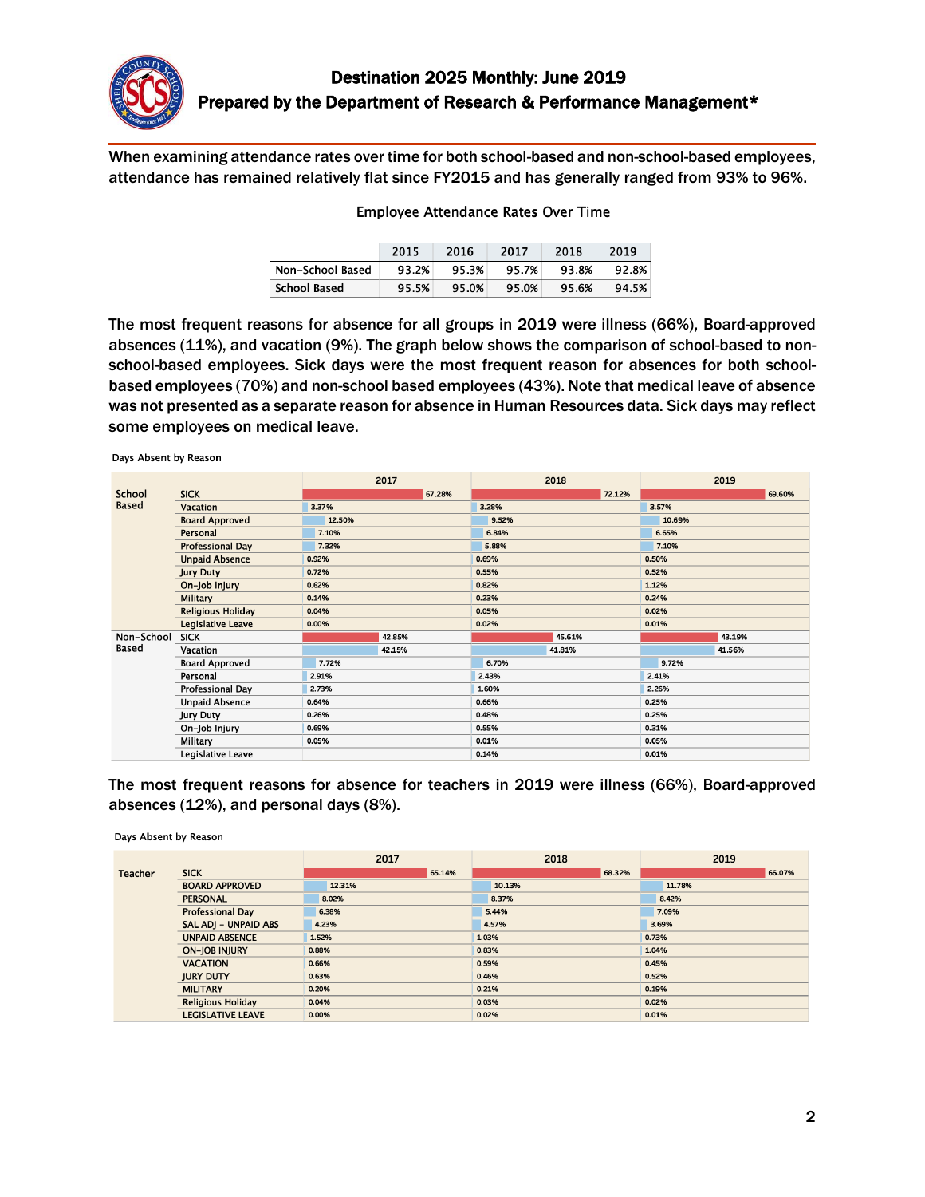# Destination 2025 Monthly: June 2019

## Prepared by the Department of Research & Performance Management*

When examining attendance rates over time for both school-based and non-school-based employees, attendance has remained relatively flat since FY2015 and has generally ranged from 93% to 96%.

Employee Attendance Rates Over Time

| | 2015 | 2016 | 2017 | 2018 | 2019 |
|---|---|---|---|---|---|
| Non-School Based | 93.2% | 95.3% | 95.7% | 93.8% | 92.8% |
| School Based | 95.5% | 95.0% | 95.0% | 95.6% | 94.5% |

The most frequent reasons for absence for all groups in 2019 were illness (66%), Board-approved absences (11%), and vacation (9%). The graph below shows the comparison of school-based to non-school-based employees. Sick days were the most frequent reason for absences for both school-based employees (70%) and non-school based employees (43%). Note that medical leave of absence was not presented as a separate reason for absence in Human Resources data. Sick days may reflect some employees on medical leave.

Days Absent by Reason

| | | 2017 | 2018 | 2019 |
|---|---|---|---|---|
| School Based | SICK | 67.28% | 72.12% | 69.60% |
| | Vacation | 3.37% | 3.28% | 3.57% |
| | Board Approved | 12.50% | 9.52% | 10.69% |
| | Personal | 7.10% | 6.84% | 6.65% |
| | Professional Day | 7.32% | 5.88% | 7.10% |
| | Unpaid Absence | 0.92% | 0.69% | 0.50% |
| | Jury Duty | 0.72% | 0.55% | 0.52% |
| | On-Job Injury | 0.62% | 0.82% | 1.12% |
| | Military | 0.14% | 0.23% | 0.24% |
| | Religious Holiday | 0.04% | 0.05% | 0.02% |
| | Legislative Leave | 0.00% | 0.02% | 0.01% |
| Non-School Based | SICK | 42.85% | 45.61% | 43.19% |
| | Vacation | 42.15% | 41.81% | 41.56% |
| | Board Approved | 7.72% | 6.70% | 9.72% |
| | Personal | 2.91% | 2.43% | 2.41% |
| | Professional Day | 2.73% | 1.60% | 2.26% |
| | Unpaid Absence | 0.64% | 0.66% | 0.25% |
| | Jury Duty | 0.26% | 0.48% | 0.25% |
| | On-Job Injury | 0.69% | 0.55% | 0.31% |
| | Military | 0.05% | 0.01% | 0.05% |
| | Legislative Leave | | 0.14% | 0.01% |

The most frequent reasons for absence for teachers in 2019 were illness (66%), Board-approved absences (12%), and personal days (8%).

Days Absent by Reason

| | | 2017 | 2018 | 2019 |
|---|---|---|---|---|
| Teacher | SICK | 65.14% | 68.32% | 66.07% |
| | BOARD APPROVED | 12.31% | 10.13% | 11.78% |
| | PERSONAL | 8.02% | 8.37% | 8.42% |
| | Professional Day | 6.38% | 5.44% | 7.09% |
| | SAL ADJ - UNPAID ABS | 4.23% | 4.57% | 3.69% |
| | UNPAID ABSENCE | 1.52% | 1.03% | 0.73% |
| | ON-JOB INJURY | 0.88% | 0.83% | 1.04% |
| | VACATION | 0.66% | 0.59% | 0.45% |
| | JURY DUTY | 0.63% | 0.46% | 0.52% |
| | MILITARY | 0.20% | 0.21% | 0.19% |
| | Religious Holiday | 0.04% | 0.03% | 0.02% |
| | LEGISLATIVE LEAVE | 0.00% | 0.02% | 0.01% |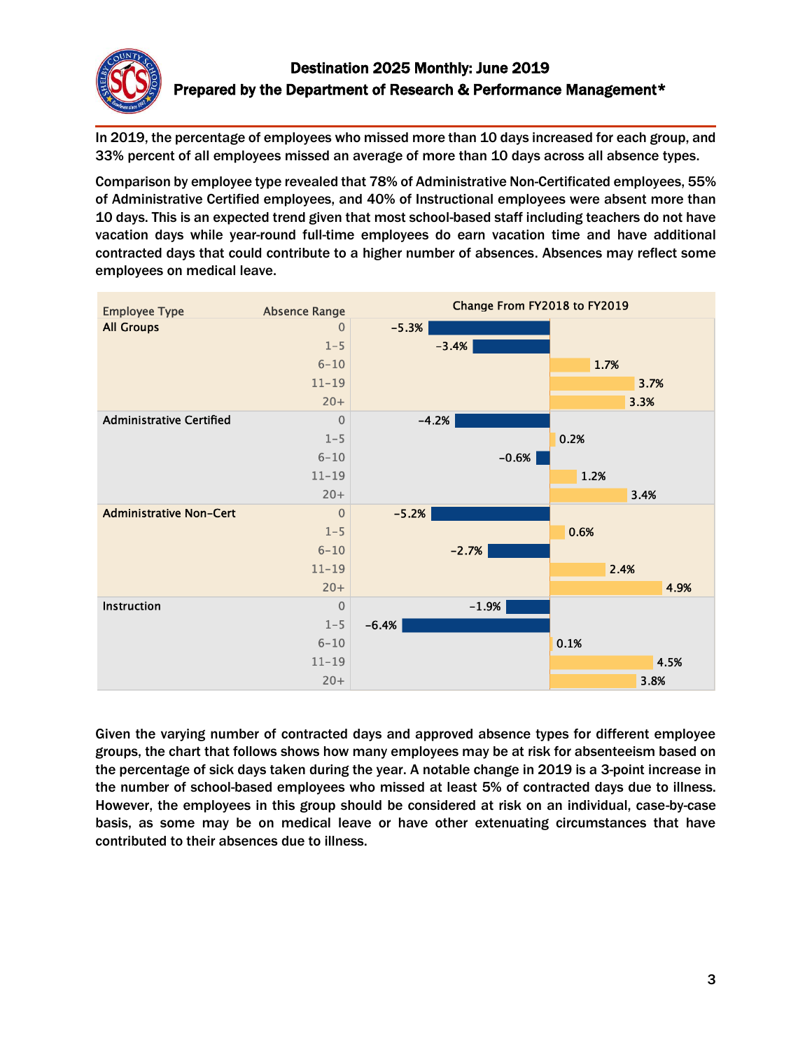# Destination 2025 Monthly: June 2019

## Prepared by the Department of Research & Performance Management*

In 2019, the percentage of employees who missed more than 10 days increased for each group, and 33% percent of all employees missed an average of more than 10 days across all absence types.

Comparison by employee type revealed that 78% of Administrative Non-Certificated employees, 55% of Administrative Certified employees, and 40% of Instructional employees were absent more than 10 days. This is an expected trend given that most school-based staff including teachers do not have vacation days while year-round full-time employees do earn vacation time and have additional contracted days that could contribute to a higher number of absences. Absences may reflect some employees on medical leave.

| Employee Type | Absence Range | Change From FY2018 to FY2019 |
|---|---|---|
| All Groups | 0 | -5.3% |
| | 1-5 | -3.4% |
| | 6-10 | 1.7% |
| | 11-19 | 3.7% |
| | 20+ | 3.3% |
| Administrative Certified | 0 | -4.2% |
| | 1-5 | 0.2% |
| | 6-10 | -0.6% |
| | 11-19 | 1.2% |
| | 20+ | 3.4% |
| Administrative Non-Cert | 0 | -5.2% |
| | 1-5 | 0.6% |
| | 6-10 | -2.7% |
| | 11-19 | 2.4% |
| | 20+ | 4.9% |
| Instruction | 0 | -1.9% |
| | 1-5 | -6.4% |
| | 6-10 | 0.1% |
| | 11-19 | 4.5% |
| | 20+ | 3.8% |

Given the varying number of contracted days and approved absence types for different employee groups, the chart that follows shows how many employees may be at risk for absenteeism based on the percentage of sick days taken during the year. A notable change in 2019 is a 3-point increase in the number of school-based employees who missed at least 5% of contracted days due to illness. However, the employees in this group should be considered at risk on an individual, case-by-case basis, as some may be on medical leave or have other extenuating circumstances that have contributed to their absences due to illness.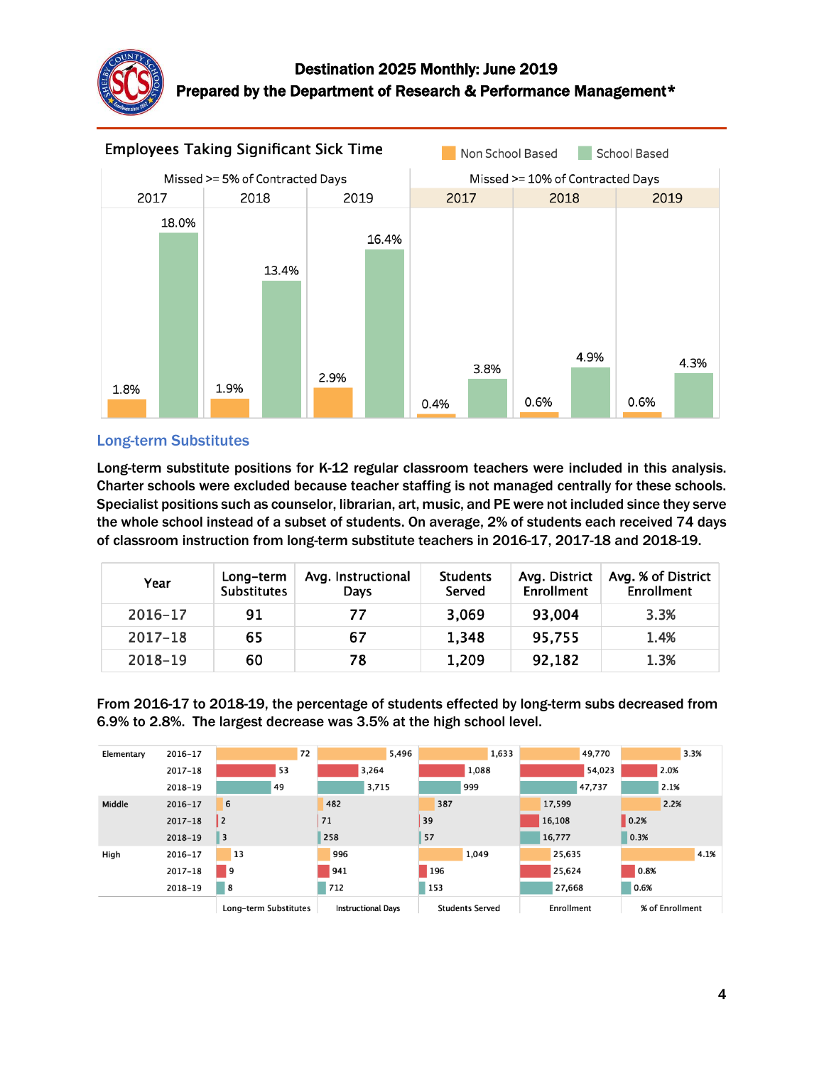## Employees Taking Significant Sick Time

Legend: Non School Based, School Based

| | Missed >= 5% of Contracted Days | | | Missed >= 10% of Contracted Days | | |
|---|---|---|---|---|---|---|
| | 2017 | 2018 | 2019 | 2017 | 2018 | 2019 |
| Non School Based | 1.8% | 1.9% | 2.9% | 0.4% | 0.6% | 0.6% |
| School Based | 18.0% | 13.4% | 16.4% | 3.8% | 4.9% | 4.3% |

### Long-term Substitutes

Long-term substitute positions for K-12 regular classroom teachers were included in this analysis. Charter schools were excluded because teacher staffing is not managed centrally for these schools. Specialist positions such as counselor, librarian, art, music, and PE were not included since they serve the whole school instead of a subset of students. On average, 2% of students each received 74 days of classroom instruction from long-term substitute teachers in 2016-17, 2017-18 and 2018-19.

| Year | Long-term Substitutes | Avg. Instructional Days | Students Served | Avg. District Enrollment | Avg. % of District Enrollment |
|---|---|---|---|---|---|
| 2016-17 | 91 | 77 | 3,069 | 93,004 | 3.3% |
| 2017-18 | 65 | 67 | 1,348 | 95,755 | 1.4% |
| 2018-19 | 60 | 78 | 1,209 | 92,182 | 1.3% |

From 2016-17 to 2018-19, the percentage of students effected by long-term subs decreased from 6.9% to 2.8%. The largest decrease was 3.5% at the high school level.

| Level | Year | Long-term Substitutes | Instructional Days | Students Served | Enrollment | % of Enrollment |
|---|---|---|---|---|---|---|
| Elementary | 2016-17 | 72 | 5,496 | 1,633 | 49,770 | 3.3% |
| | 2017-18 | 53 | 3,264 | 1,088 | 54,023 | 2.0% |
| | 2018-19 | 49 | 3,715 | 999 | 47,737 | 2.1% |
| Middle | 2016-17 | 6 | 482 | 387 | 17,599 | 2.2% |
| | 2017-18 | 2 | 71 | 39 | 16,108 | 0.2% |
| | 2018-19 | 3 | 258 | 57 | 16,777 | 0.3% |
| High | 2016-17 | 13 | 996 | 1,049 | 25,635 | 4.1% |
| | 2017-18 | 9 | 941 | 196 | 25,624 | 0.8% |
| | 2018-19 | 8 | 712 | 153 | 27,668 | 0.6% |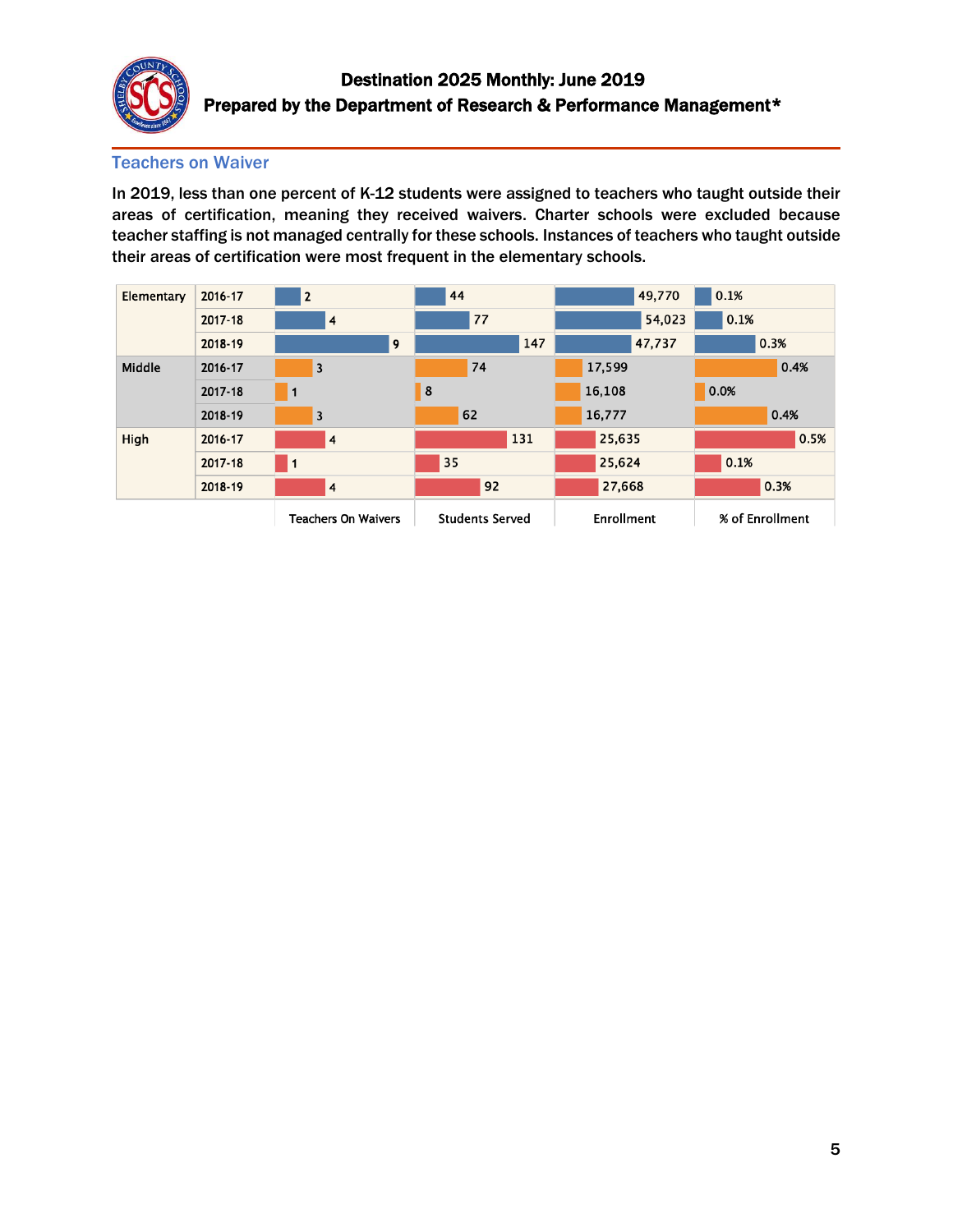## Teachers on Waiver

In 2019, less than one percent of K-12 students were assigned to teachers who taught outside their areas of certification, meaning they received waivers. Charter schools were excluded because teacher staffing is not managed centrally for these schools. Instances of teachers who taught outside their areas of certification were most frequent in the elementary schools.

Elementary
2016-17 2 44 49,770 0.1%
2017-18 4 77 54,023 0.1%
2018-19 9 147 47,737 0.3%

Middle
2016-17 3 74 17,599 0.4%
2017-18 1 8 16,108 0.0%
2018-19 3 62 16,777 0.4%

High
2016-17 4 131 25,635 0.5%
2017-18 1 35 25,624 0.1%
2018-19 4 92 27,668 0.3%

Teachers On Waivers
Students Served
Enrollment
% of Enrollment